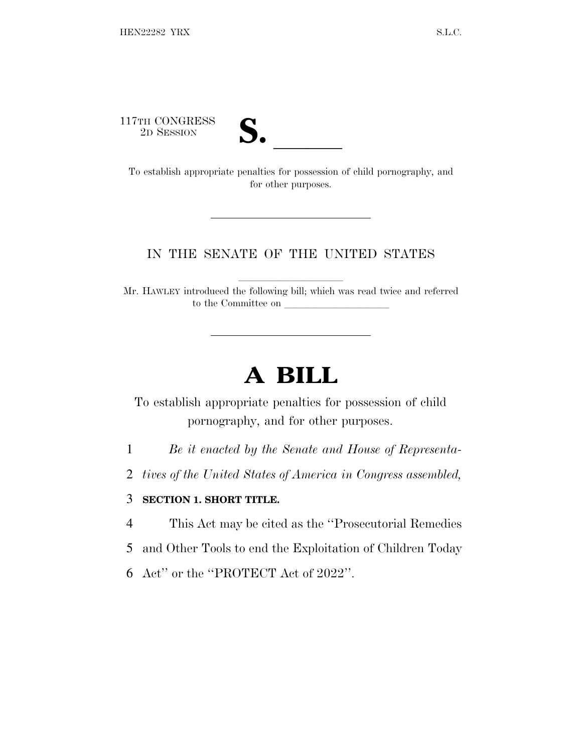117TH CONGRESS
2D SESSION

# S. \_\_\_\_\_\_

To establish appropriate penalties for possession of child pornography, and for other purposes.

---

IN THE SENATE OF THE UNITED STATES

Mr. HAWLEY introduced the following bill; which was read twice and referred to the Committee on \_\_\_\_\_\_\_\_\_\_\_\_\_\_\_\_\_\_\_\_

---

# A BILL

To establish appropriate penalties for possession of child pornography, and for other purposes.

*Be it enacted by the Senate and House of Representatives of the United States of America in Congress assembled,*

**SECTION 1. SHORT TITLE.**

This Act may be cited as the ''Prosecutorial Remedies and Other Tools to end the Exploitation of Children Today Act'' or the ''PROTECT Act of 2022''.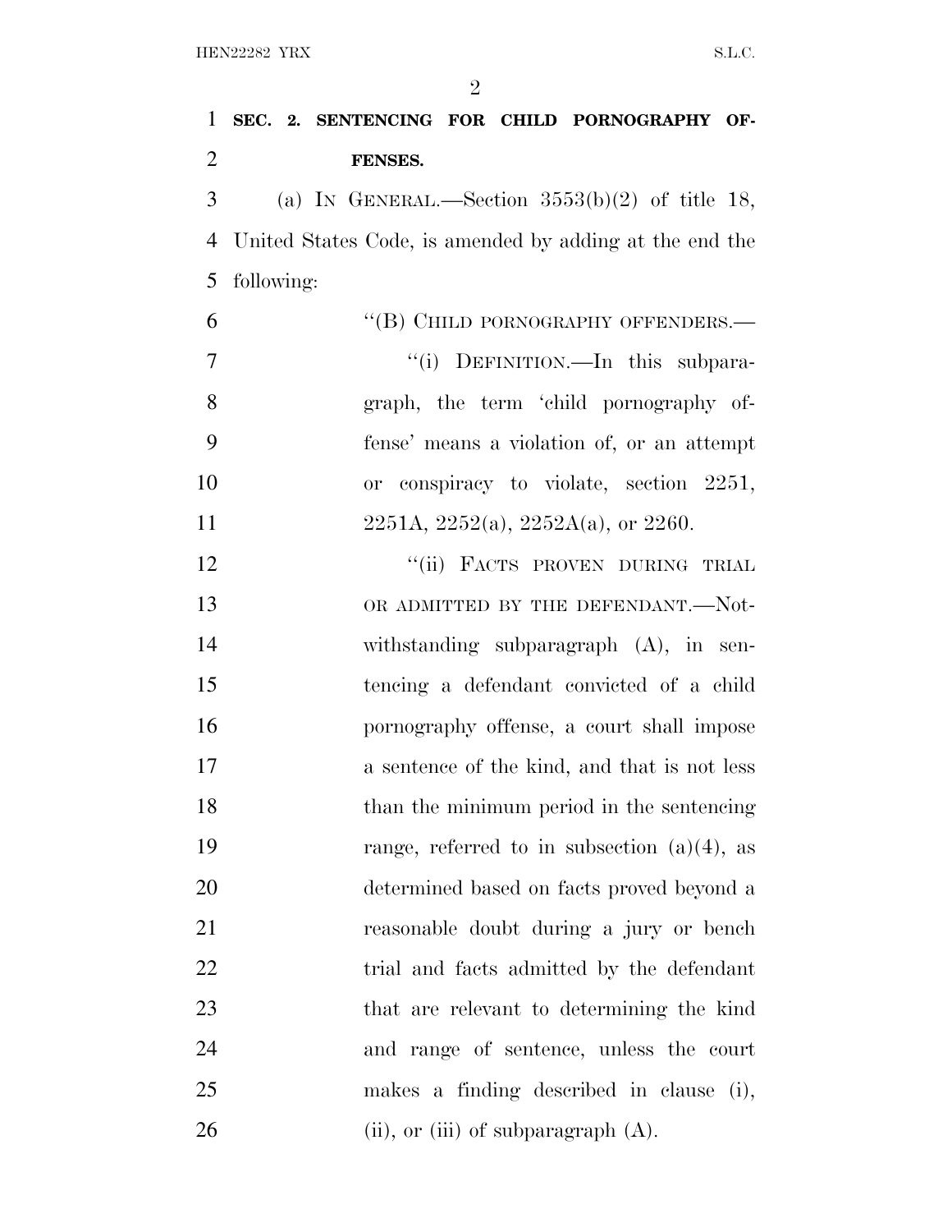**SEC. 2. SENTENCING FOR CHILD PORNOGRAPHY OFFENSES.**

(a) IN GENERAL.—Section 3553(b)(2) of title 18, United States Code, is amended by adding at the end the following:

"(B) CHILD PORNOGRAPHY OFFENDERS.—

"(i) DEFINITION.—In this subparagraph, the term 'child pornography offense' means a violation of, or an attempt or conspiracy to violate, section 2251, 2251A, 2252(a), 2252A(a), or 2260.

"(ii) FACTS PROVEN DURING TRIAL OR ADMITTED BY THE DEFENDANT.—Notwithstanding subparagraph (A), in sentencing a defendant convicted of a child pornography offense, a court shall impose a sentence of the kind, and that is not less than the minimum period in the sentencing range, referred to in subsection (a)(4), as determined based on facts proved beyond a reasonable doubt during a jury or bench trial and facts admitted by the defendant that are relevant to determining the kind and range of sentence, unless the court makes a finding described in clause (i), (ii), or (iii) of subparagraph (A).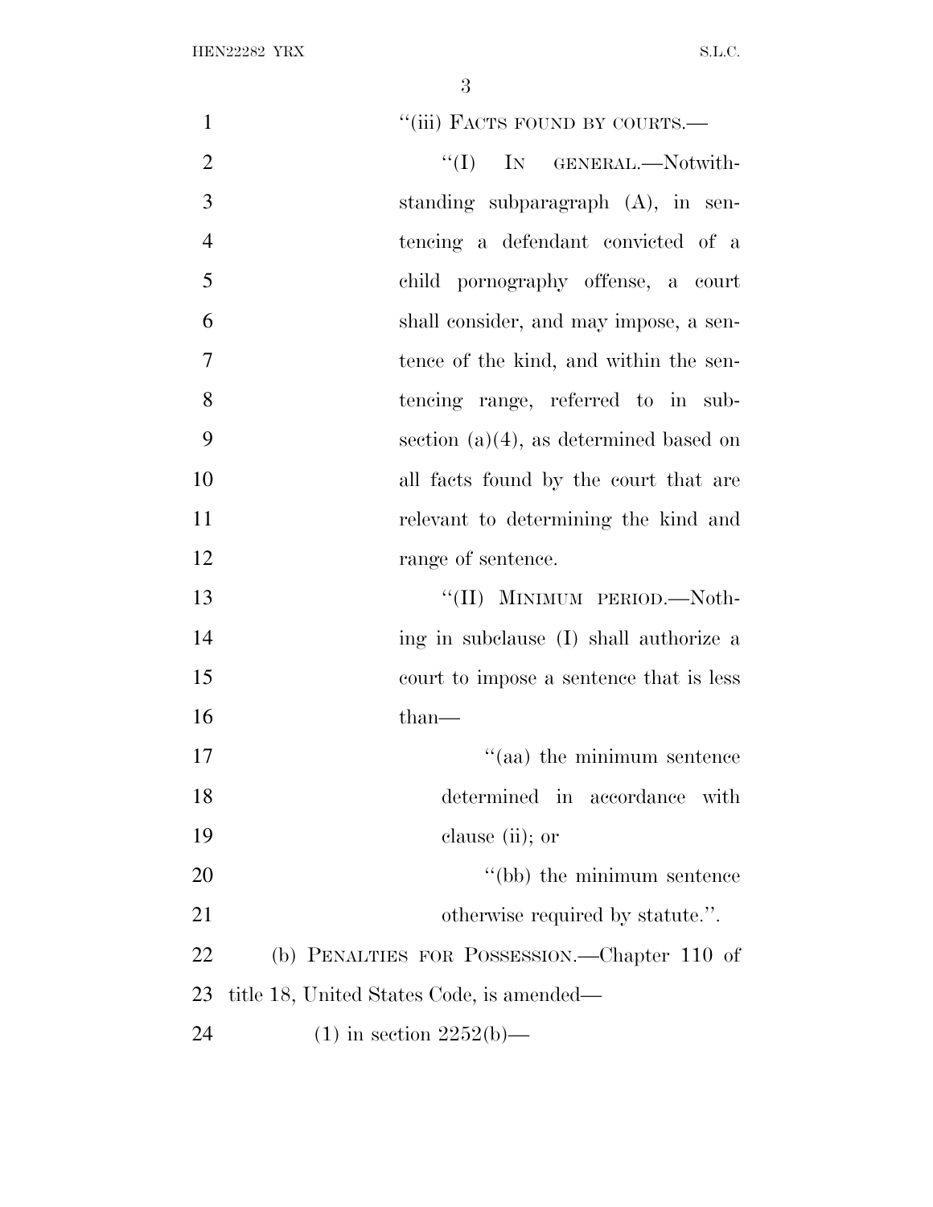"(iii) FACTS FOUND BY COURTS.—

"(I) IN GENERAL.—Notwithstanding subparagraph (A), in sentencing a defendant convicted of a child pornography offense, a court shall consider, and may impose, a sentence of the kind, and within the sentencing range, referred to in subsection (a)(4), as determined based on all facts found by the court that are relevant to determining the kind and range of sentence.

"(II) MINIMUM PERIOD.—Nothing in subclause (I) shall authorize a court to impose a sentence that is less than—

"(aa) the minimum sentence determined in accordance with clause (ii); or

"(bb) the minimum sentence otherwise required by statute.".

(b) PENALTIES FOR POSSESSION.—Chapter 110 of title 18, United States Code, is amended—

(1) in section 2252(b)—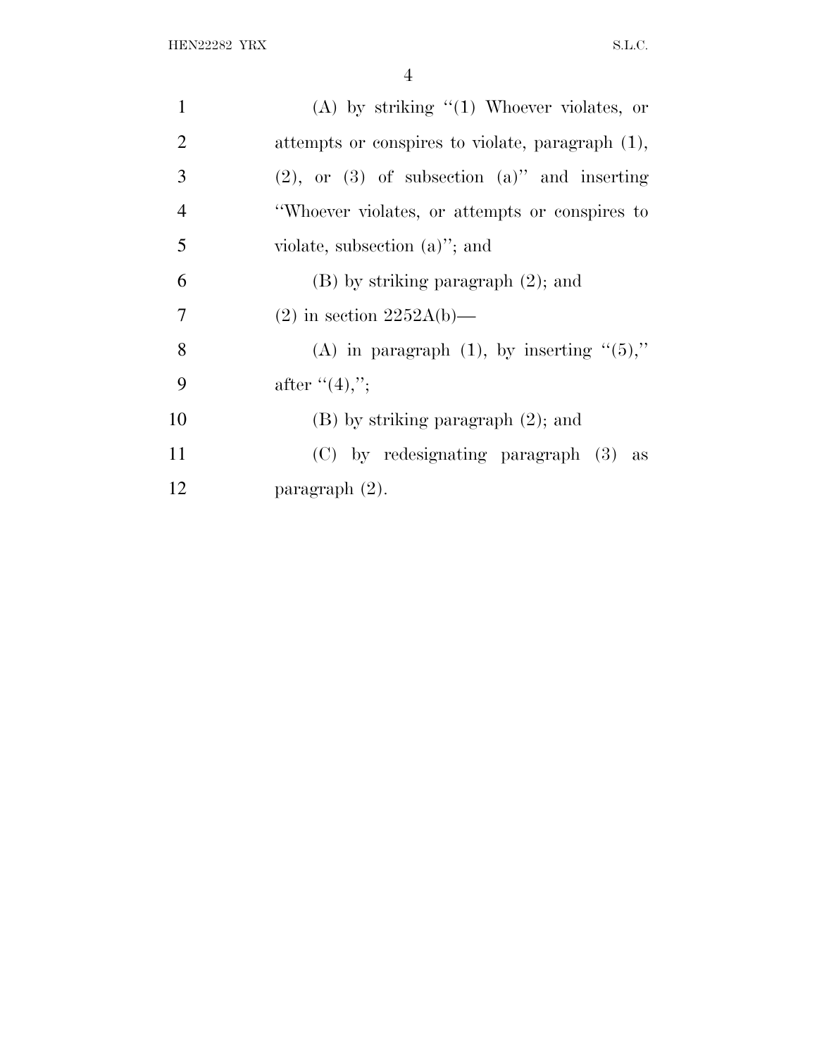(A) by striking "(1) Whoever violates, or attempts or conspires to violate, paragraph (1), (2), or (3) of subsection (a)" and inserting "Whoever violates, or attempts or conspires to violate, subsection (a)"; and

(B) by striking paragraph (2); and

(2) in section 2252A(b)—

(A) in paragraph (1), by inserting "(5)," after "(4),";

(B) by striking paragraph (2); and

(C) by redesignating paragraph (3) as paragraph (2).